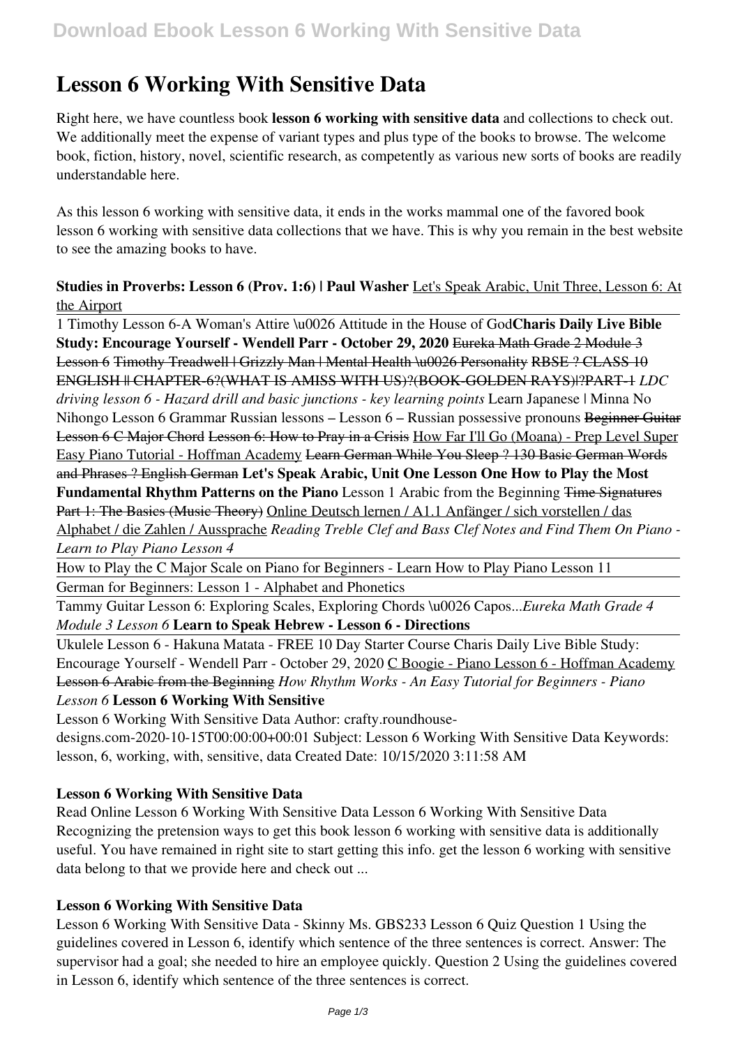# Lesson 6 Working With Sensitive Data

Right here, we have countless book **lesson 6 working with sensitive data** and collections to check out. We additionally meet the expense of variant types and plus type of the books to browse. The welcome book, fiction, history, novel, scientific research, as competently as various new sorts of books are readily understandable here.

As this lesson 6 working with sensitive data, it ends in the works mammal one of the favored book lesson 6 working with sensitive data collections that we have. This is why you remain in the best website to see the amazing books to have.

**Studies in Proverbs: Lesson 6 (Prov. 1:6) | Paul Washer** Let's Speak Arabic, Unit Three, Lesson 6: At the Airport

1 Timothy Lesson 6-A Woman's Attire \u0026 Attitude in the House of God**Charis Daily Live Bible Study: Encourage Yourself - Wendell Parr - October 29, 2020** ~~Eureka Math Grade 2 Module 3 Lesson 6~~ ~~Timothy Treadwell | Grizzly Man | Mental Health \u0026 Personality~~ ~~RBSE ? CLASS 10 ENGLISH || CHAPTER-6?(WHAT IS AMISS WITH US)?(BOOK-GOLDEN RAYS)|?PART-1~~ *LDC driving lesson 6 - Hazard drill and basic junctions - key learning points* Learn Japanese | Minna No Nihongo Lesson 6 Grammar Russian lessons – Lesson 6 – Russian possessive pronouns ~~Beginner Guitar Lesson 6 C Major Chord~~ Lesson 6: How to Pray in a Crisis How Far I'll Go (Moana) - Prep Level Super Easy Piano Tutorial - Hoffman Academy ~~Learn German While You Sleep ? 130 Basic German Words and Phrases ? English German~~ **Let's Speak Arabic, Unit One Lesson One How to Play the Most Fundamental Rhythm Patterns on the Piano** Lesson 1 Arabic from the Beginning ~~Time Signatures Part 1: The Basics (Music Theory)~~ Online Deutsch lernen / A1.1 Anfänger / sich vorstellen / das Alphabet / die Zahlen / Aussprache *Reading Treble Clef and Bass Clef Notes and Find Them On Piano - Learn to Play Piano Lesson 4*

How to Play the C Major Scale on Piano for Beginners - Learn How to Play Piano Lesson 11

German for Beginners: Lesson 1 - Alphabet and Phonetics

Tammy Guitar Lesson 6: Exploring Scales, Exploring Chords \u0026 Capos...*Eureka Math Grade 4 Module 3 Lesson 6* **Learn to Speak Hebrew - Lesson 6 - Directions**

Ukulele Lesson 6 - Hakuna Matata - FREE 10 Day Starter Course Charis Daily Live Bible Study: Encourage Yourself - Wendell Parr - October 29, 2020 C Boogie - Piano Lesson 6 - Hoffman Academy ~~Lesson 6 Arabic from the Beginning~~ *How Rhythm Works - An Easy Tutorial for Beginners - Piano Lesson 6* **Lesson 6 Working With Sensitive**

Lesson 6 Working With Sensitive Data Author: crafty.roundhouse-designs.com-2020-10-15T00:00:00+00:01 Subject: Lesson 6 Working With Sensitive Data Keywords: lesson, 6, working, with, sensitive, data Created Date: 10/15/2020 3:11:58 AM

### Lesson 6 Working With Sensitive Data

Read Online Lesson 6 Working With Sensitive Data Lesson 6 Working With Sensitive Data Recognizing the pretension ways to get this book lesson 6 working with sensitive data is additionally useful. You have remained in right site to start getting this info. get the lesson 6 working with sensitive data belong to that we provide here and check out ...

### Lesson 6 Working With Sensitive Data

Lesson 6 Working With Sensitive Data - Skinny Ms. GBS233 Lesson 6 Quiz Question 1 Using the guidelines covered in Lesson 6, identify which sentence of the three sentences is correct. Answer: The supervisor had a goal; she needed to hire an employee quickly. Question 2 Using the guidelines covered in Lesson 6, identify which sentence of the three sentences is correct.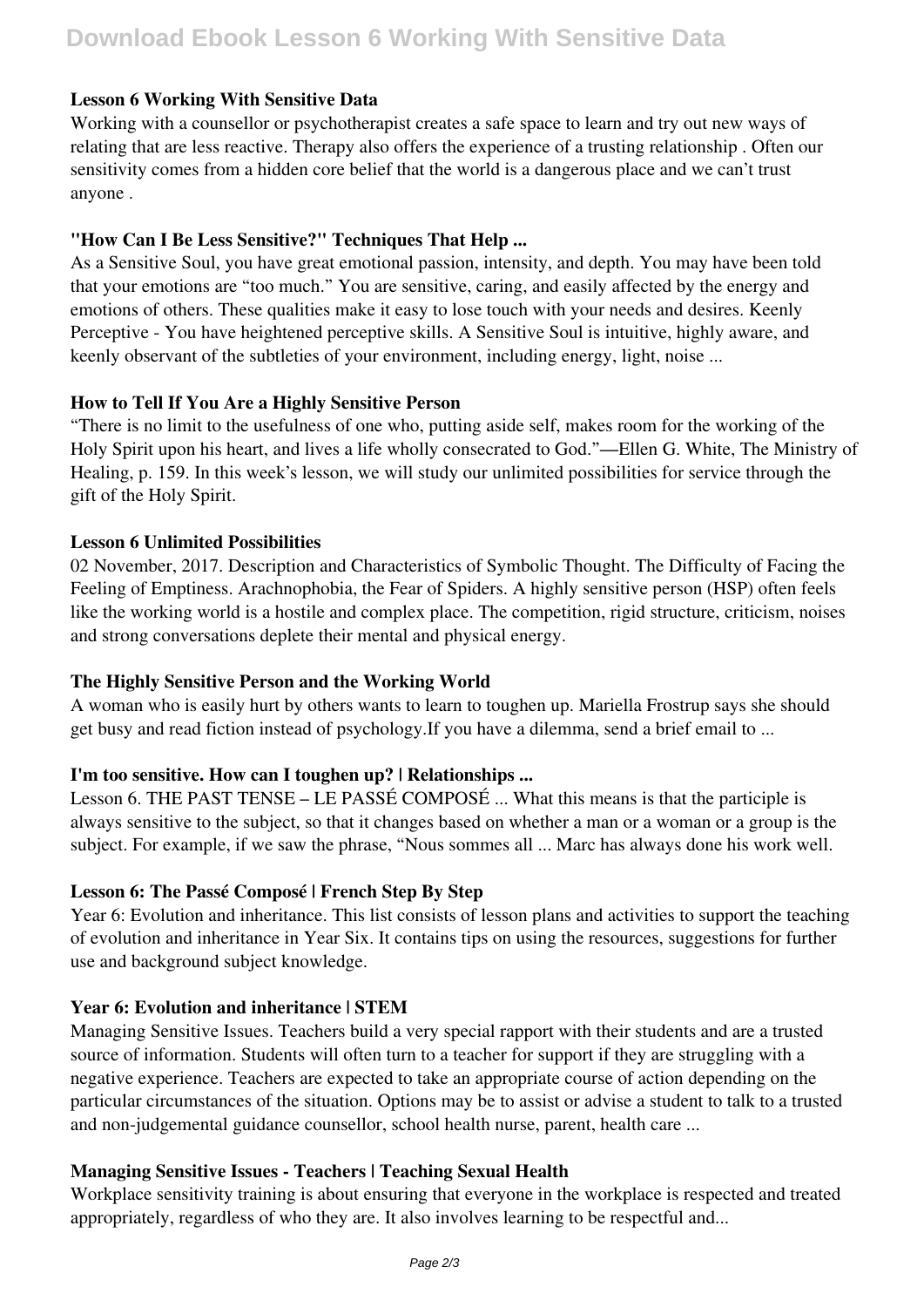### Lesson 6 Working With Sensitive Data

Working with a counsellor or psychotherapist creates a safe space to learn and try out new ways of relating that are less reactive. Therapy also offers the experience of a trusting relationship . Often our sensitivity comes from a hidden core belief that the world is a dangerous place and we can't trust anyone .

### "How Can I Be Less Sensitive?" Techniques That Help ...

As a Sensitive Soul, you have great emotional passion, intensity, and depth. You may have been told that your emotions are "too much." You are sensitive, caring, and easily affected by the energy and emotions of others. These qualities make it easy to lose touch with your needs and desires. Keenly Perceptive - You have heightened perceptive skills. A Sensitive Soul is intuitive, highly aware, and keenly observant of the subtleties of your environment, including energy, light, noise ...

### How to Tell If You Are a Highly Sensitive Person

"There is no limit to the usefulness of one who, putting aside self, makes room for the working of the Holy Spirit upon his heart, and lives a life wholly consecrated to God."—Ellen G. White, The Ministry of Healing, p. 159. In this week's lesson, we will study our unlimited possibilities for service through the gift of the Holy Spirit.

### Lesson 6 Unlimited Possibilities

02 November, 2017. Description and Characteristics of Symbolic Thought. The Difficulty of Facing the Feeling of Emptiness. Arachnophobia, the Fear of Spiders. A highly sensitive person (HSP) often feels like the working world is a hostile and complex place. The competition, rigid structure, criticism, noises and strong conversations deplete their mental and physical energy.

### The Highly Sensitive Person and the Working World

A woman who is easily hurt by others wants to learn to toughen up. Mariella Frostrup says she should get busy and read fiction instead of psychology.If you have a dilemma, send a brief email to ...

### I'm too sensitive. How can I toughen up? | Relationships ...

Lesson 6. THE PAST TENSE – LE PASSÉ COMPOSÉ ... What this means is that the participle is always sensitive to the subject, so that it changes based on whether a man or a woman or a group is the subject. For example, if we saw the phrase, "Nous sommes all ... Marc has always done his work well.

### Lesson 6: The Passé Composé | French Step By Step

Year 6: Evolution and inheritance. This list consists of lesson plans and activities to support the teaching of evolution and inheritance in Year Six. It contains tips on using the resources, suggestions for further use and background subject knowledge.

### Year 6: Evolution and inheritance | STEM

Managing Sensitive Issues. Teachers build a very special rapport with their students and are a trusted source of information. Students will often turn to a teacher for support if they are struggling with a negative experience. Teachers are expected to take an appropriate course of action depending on the particular circumstances of the situation. Options may be to assist or advise a student to talk to a trusted and non-judgemental guidance counsellor, school health nurse, parent, health care ...

### Managing Sensitive Issues - Teachers | Teaching Sexual Health

Workplace sensitivity training is about ensuring that everyone in the workplace is respected and treated appropriately, regardless of who they are. It also involves learning to be respectful and...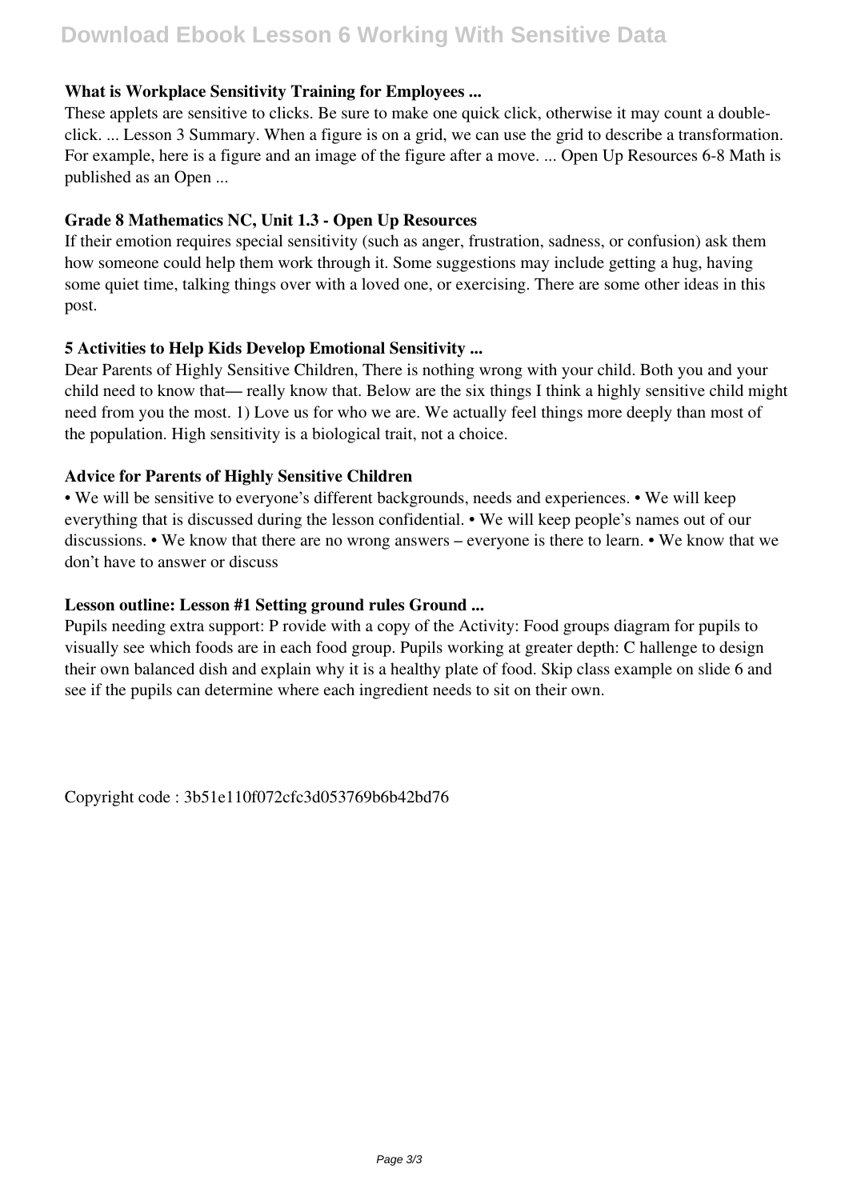**What is Workplace Sensitivity Training for Employees ...**

These applets are sensitive to clicks. Be sure to make one quick click, otherwise it may count a double-click. ... Lesson 3 Summary. When a figure is on a grid, we can use the grid to describe a transformation. For example, here is a figure and an image of the figure after a move. ... Open Up Resources 6-8 Math is published as an Open ...

**Grade 8 Mathematics NC, Unit 1.3 - Open Up Resources**

If their emotion requires special sensitivity (such as anger, frustration, sadness, or confusion) ask them how someone could help them work through it. Some suggestions may include getting a hug, having some quiet time, talking things over with a loved one, or exercising. There are some other ideas in this post.

**5 Activities to Help Kids Develop Emotional Sensitivity ...**

Dear Parents of Highly Sensitive Children, There is nothing wrong with your child. Both you and your child need to know that— really know that. Below are the six things I think a highly sensitive child might need from you the most. 1) Love us for who we are. We actually feel things more deeply than most of the population. High sensitivity is a biological trait, not a choice.

**Advice for Parents of Highly Sensitive Children**

• We will be sensitive to everyone's different backgrounds, needs and experiences. • We will keep everything that is discussed during the lesson confidential. • We will keep people's names out of our discussions. • We know that there are no wrong answers – everyone is there to learn. • We know that we don't have to answer or discuss

**Lesson outline: Lesson #1 Setting ground rules Ground ...**

Pupils needing extra support: P rovide with a copy of the Activity: Food groups diagram for pupils to visually see which foods are in each food group. Pupils working at greater depth: C hallenge to design their own balanced dish and explain why it is a healthy plate of food. Skip class example on slide 6 and see if the pupils can determine where each ingredient needs to sit on their own.

Copyright code : 3b51e110f072cfc3d053769b6b42bd76